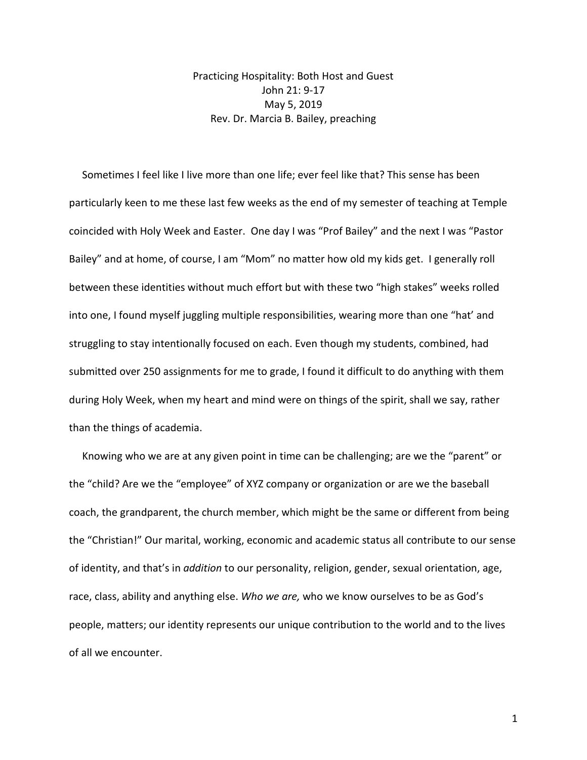# Practicing Hospitality: Both Host and Guest

John 21: 9-17
May 5, 2019
Rev. Dr. Marcia B. Bailey, preaching

Sometimes I feel like I live more than one life; ever feel like that? This sense has been particularly keen to me these last few weeks as the end of my semester of teaching at Temple coincided with Holy Week and Easter. One day I was "Prof Bailey" and the next I was "Pastor Bailey" and at home, of course, I am "Mom" no matter how old my kids get. I generally roll between these identities without much effort but with these two "high stakes" weeks rolled into one, I found myself juggling multiple responsibilities, wearing more than one "hat' and struggling to stay intentionally focused on each. Even though my students, combined, had submitted over 250 assignments for me to grade, I found it difficult to do anything with them during Holy Week, when my heart and mind were on things of the spirit, shall we say, rather than the things of academia.

Knowing who we are at any given point in time can be challenging; are we the "parent" or the "child? Are we the "employee" of XYZ company or organization or are we the baseball coach, the grandparent, the church member, which might be the same or different from being the "Christian!" Our marital, working, economic and academic status all contribute to our sense of identity, and that's in *addition* to our personality, religion, gender, sexual orientation, age, race, class, ability and anything else. *Who we are,* who we know ourselves to be as God's people, matters; our identity represents our unique contribution to the world and to the lives of all we encounter.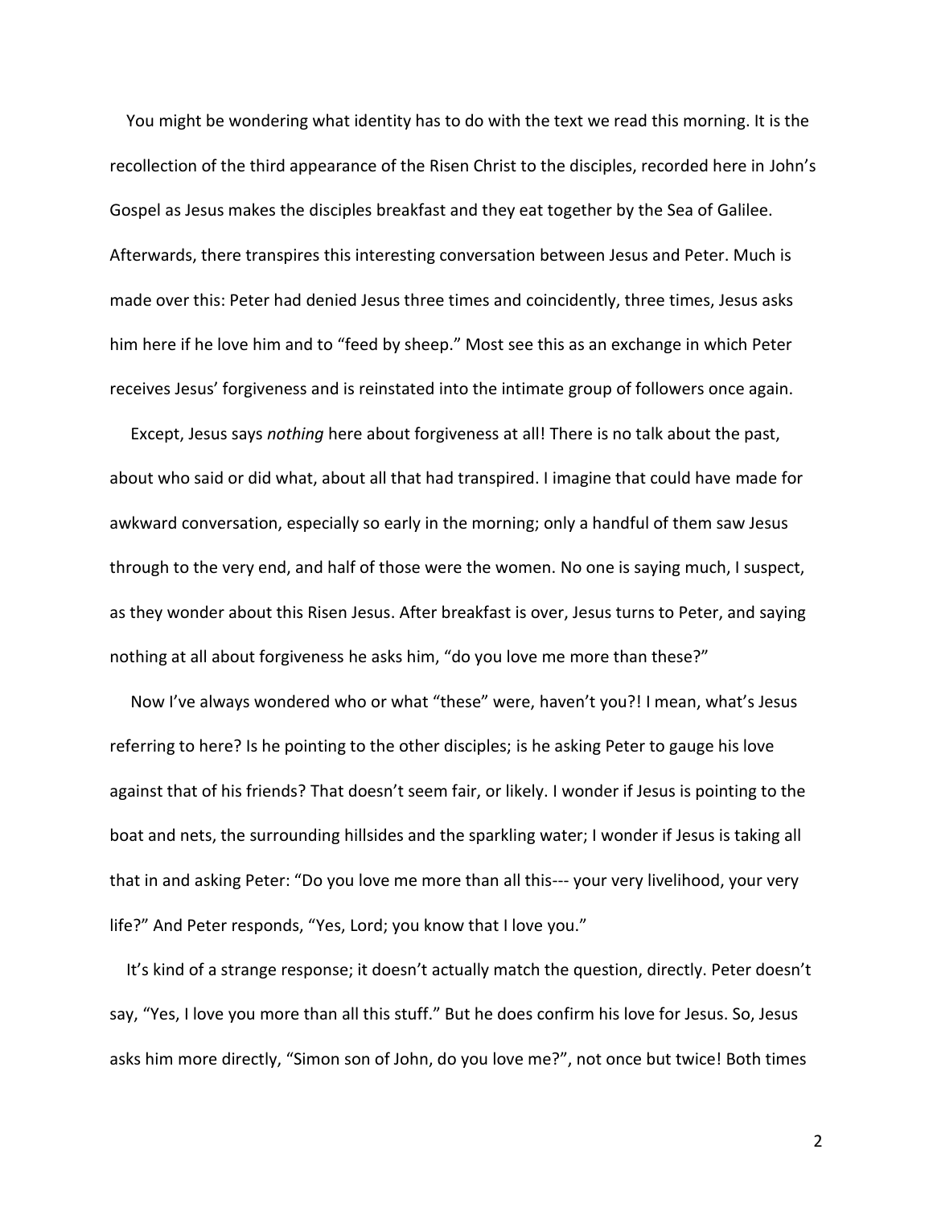You might be wondering what identity has to do with the text we read this morning. It is the recollection of the third appearance of the Risen Christ to the disciples, recorded here in John's Gospel as Jesus makes the disciples breakfast and they eat together by the Sea of Galilee. Afterwards, there transpires this interesting conversation between Jesus and Peter. Much is made over this: Peter had denied Jesus three times and coincidently, three times, Jesus asks him here if he love him and to "feed by sheep." Most see this as an exchange in which Peter receives Jesus' forgiveness and is reinstated into the intimate group of followers once again.

Except, Jesus says *nothing* here about forgiveness at all! There is no talk about the past, about who said or did what, about all that had transpired. I imagine that could have made for awkward conversation, especially so early in the morning; only a handful of them saw Jesus through to the very end, and half of those were the women. No one is saying much, I suspect, as they wonder about this Risen Jesus. After breakfast is over, Jesus turns to Peter, and saying nothing at all about forgiveness he asks him, "do you love me more than these?"

Now I've always wondered who or what "these" were, haven't you?! I mean, what's Jesus referring to here? Is he pointing to the other disciples; is he asking Peter to gauge his love against that of his friends? That doesn't seem fair, or likely. I wonder if Jesus is pointing to the boat and nets, the surrounding hillsides and the sparkling water; I wonder if Jesus is taking all that in and asking Peter: "Do you love me more than all this--- your very livelihood, your very life?" And Peter responds, "Yes, Lord; you know that I love you."

It's kind of a strange response; it doesn't actually match the question, directly. Peter doesn't say, "Yes, I love you more than all this stuff." But he does confirm his love for Jesus. So, Jesus asks him more directly, "Simon son of John, do you love me?", not once but twice! Both times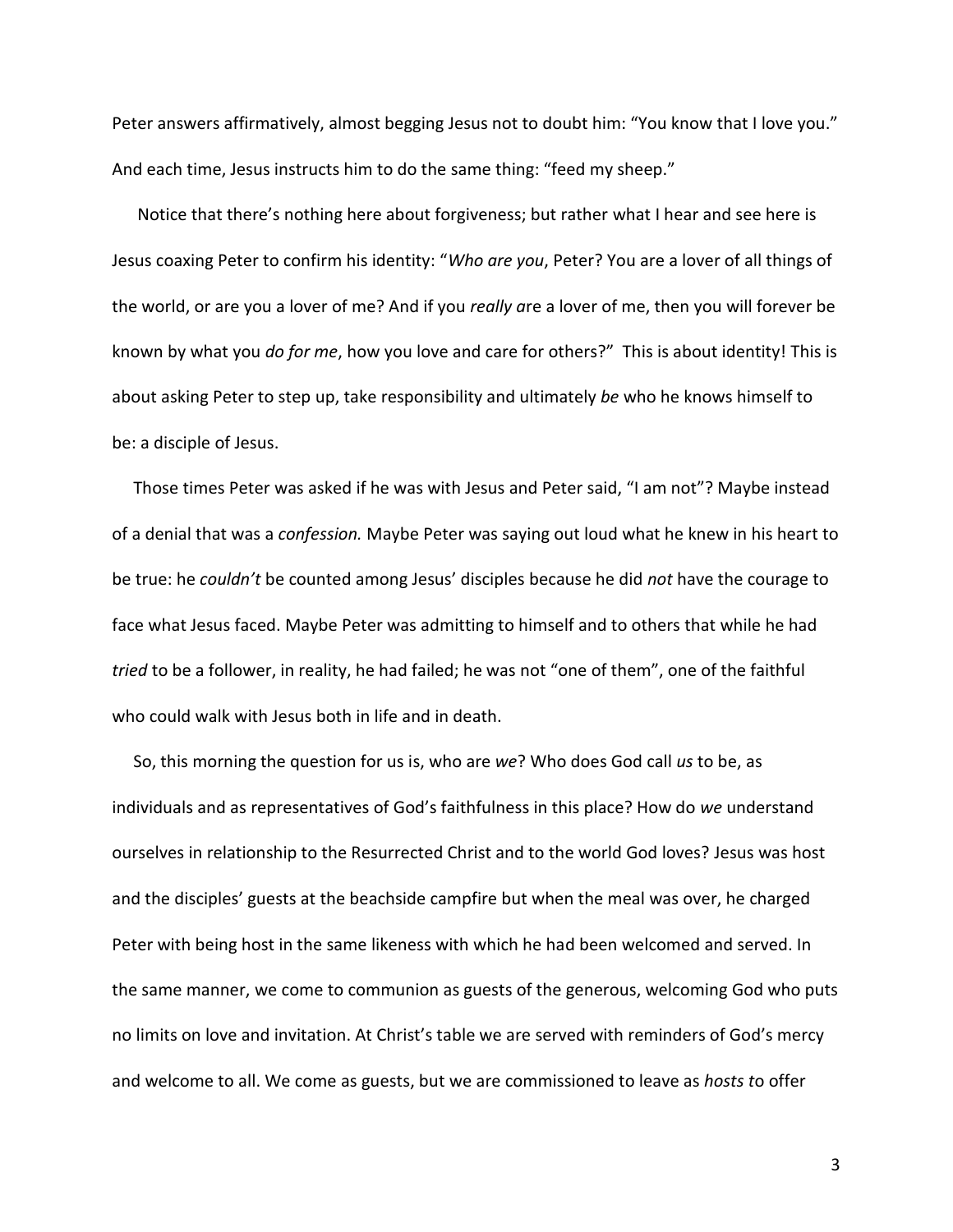Peter answers affirmatively, almost begging Jesus not to doubt him: "You know that I love you." And each time, Jesus instructs him to do the same thing: "feed my sheep."

Notice that there's nothing here about forgiveness; but rather what I hear and see here is Jesus coaxing Peter to confirm his identity: "*Who are you*, Peter? You are a lover of all things of the world, or are you a lover of me? And if you *really a*re a lover of me, then you will forever be known by what you *do for me*, how you love and care for others?" This is about identity! This is about asking Peter to step up, take responsibility and ultimately *be* who he knows himself to be: a disciple of Jesus.

Those times Peter was asked if he was with Jesus and Peter said, "I am not"? Maybe instead of a denial that was a *confession.* Maybe Peter was saying out loud what he knew in his heart to be true: he *couldn't* be counted among Jesus' disciples because he did *not* have the courage to face what Jesus faced. Maybe Peter was admitting to himself and to others that while he had *tried* to be a follower, in reality, he had failed; he was not "one of them", one of the faithful who could walk with Jesus both in life and in death.

So, this morning the question for us is, who are *we*? Who does God call *us* to be, as individuals and as representatives of God's faithfulness in this place? How do *we* understand ourselves in relationship to the Resurrected Christ and to the world God loves? Jesus was host and the disciples' guests at the beachside campfire but when the meal was over, he charged Peter with being host in the same likeness with which he had been welcomed and served. In the same manner, we come to communion as guests of the generous, welcoming God who puts no limits on love and invitation. At Christ's table we are served with reminders of God's mercy and welcome to all. We come as guests, but we are commissioned to leave as *hosts t*o offer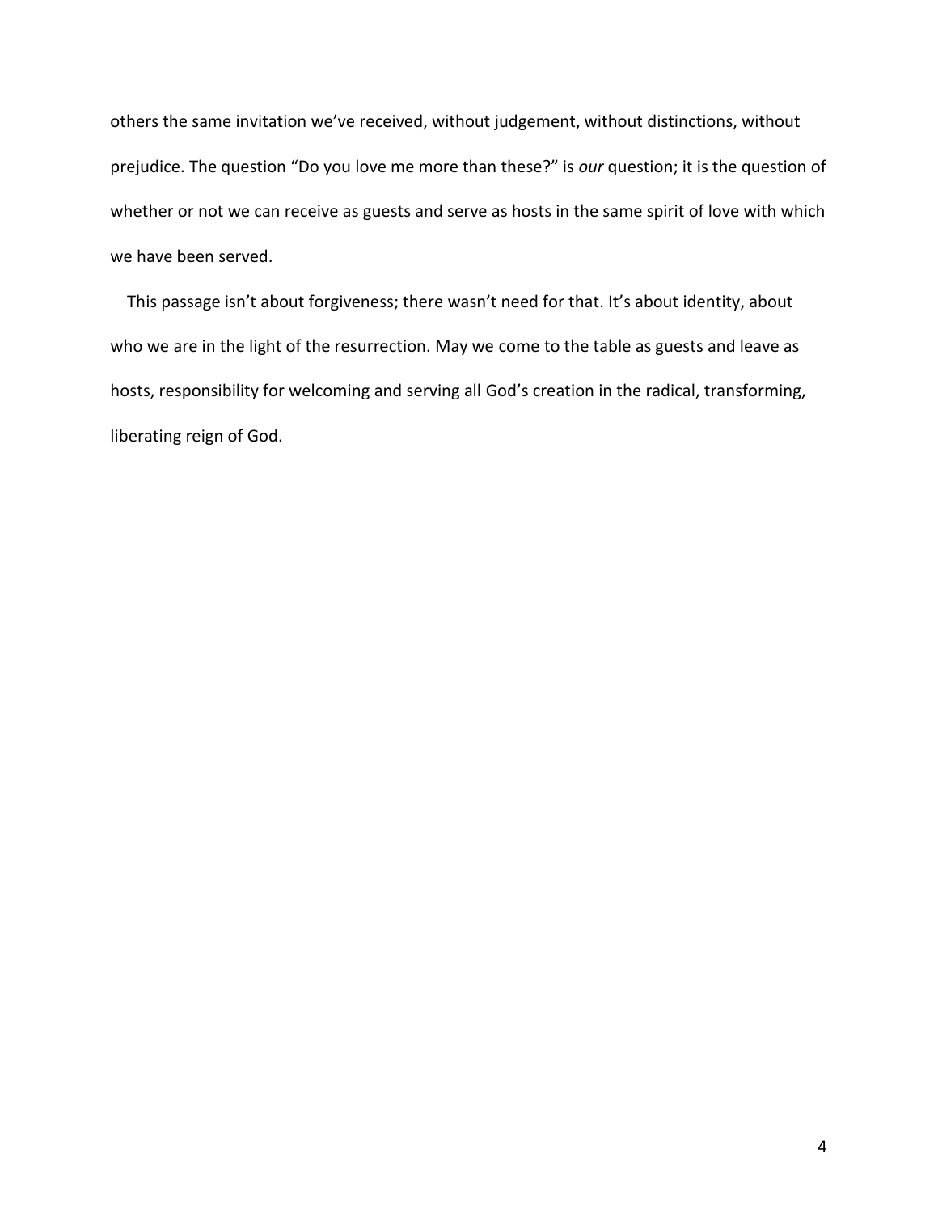others the same invitation we've received, without judgement, without distinctions, without prejudice. The question "Do you love me more than these?" is *our* question; it is the question of whether or not we can receive as guests and serve as hosts in the same spirit of love with which we have been served.

This passage isn't about forgiveness; there wasn't need for that. It's about identity, about who we are in the light of the resurrection. May we come to the table as guests and leave as hosts, responsibility for welcoming and serving all God's creation in the radical, transforming, liberating reign of God.